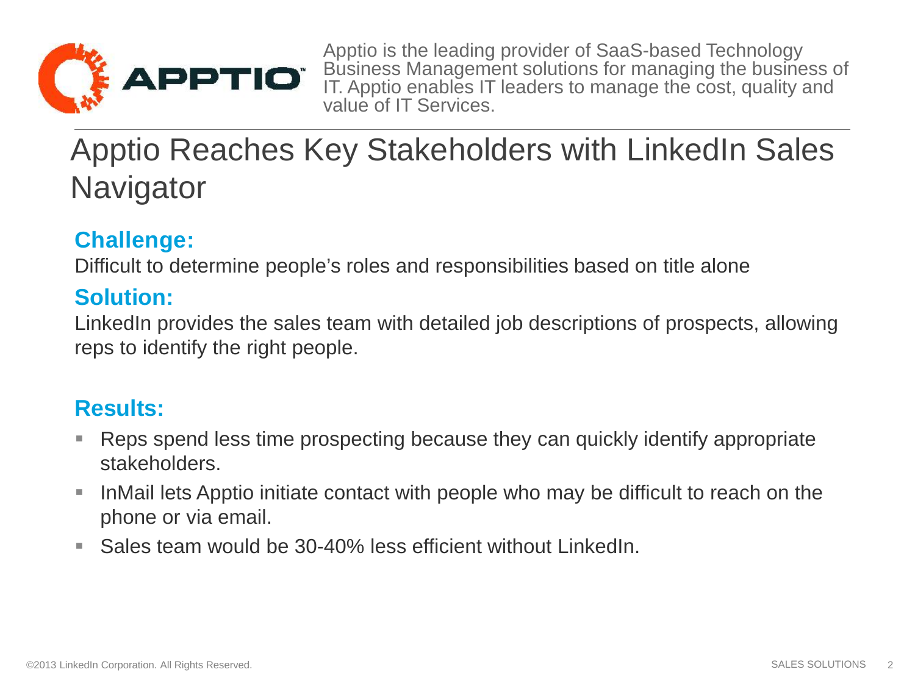Apptio is the leading provider of SaaS-based Technology Business Management solutions for managing the business of IT. Apptio enables IT leaders to manage the cost, quality and value of IT Services.

# Apptio Reaches Key Stakeholders with LinkedIn Sales Navigator

## Challenge:

Difficult to determine people's roles and responsibilities based on title alone

## Solution:

LinkedIn provides the sales team with detailed job descriptions of prospects, allowing reps to identify the right people.

## Results:

- Reps spend less time prospecting because they can quickly identify appropriate stakeholders.
- InMail lets Apptio initiate contact with people who may be difficult to reach on the phone or via email.
- Sales team would be 30-40% less efficient without LinkedIn.

©2013 LinkedIn Corporation. All Rights Reserved.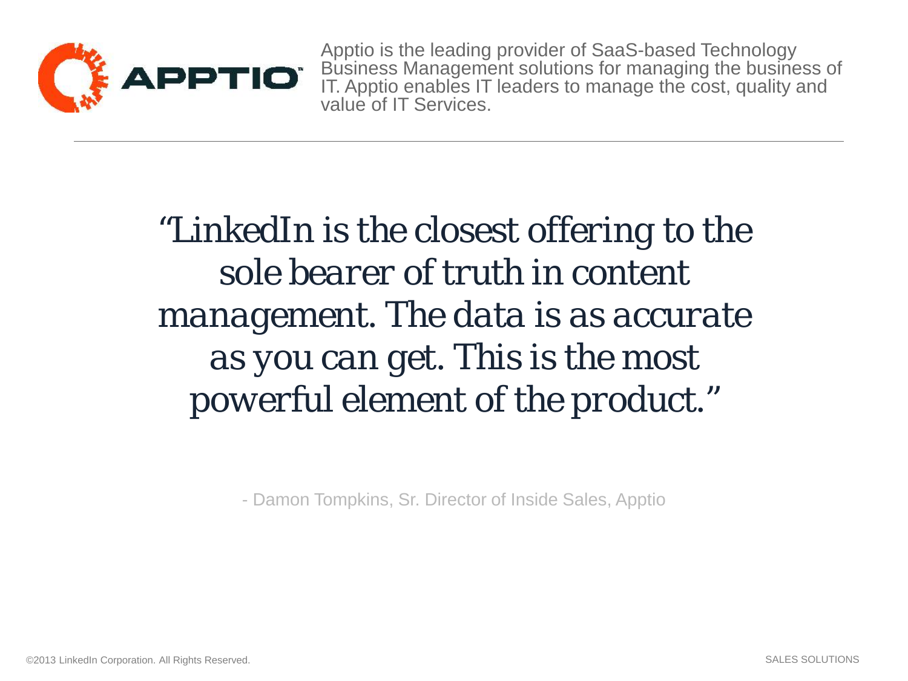APPTIO

Apptio is the leading provider of SaaS-based Technology Business Management solutions for managing the business of IT. Apptio enables IT leaders to manage the cost, quality and value of IT Services.

---

*"LinkedIn is the closest offering to the sole bearer of truth in content management. The data is as accurate as you can get. This is the most powerful element of the product."*

\- Damon Tompkins, Sr. Director of Inside Sales, Apptio

©2013 LinkedIn Corporation. All Rights Reserved.

SALES SOLUTIONS